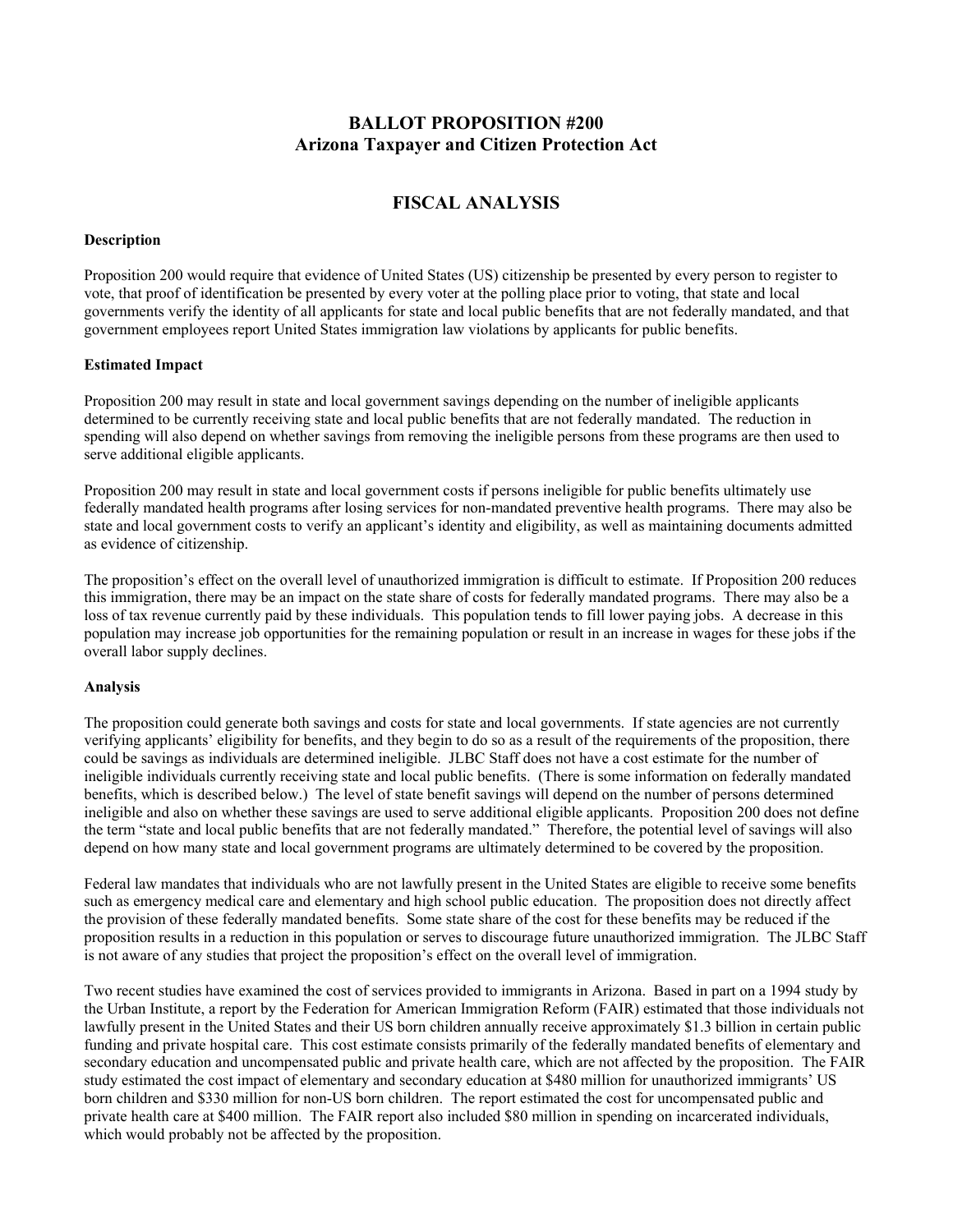# BALLOT PROPOSITION #200
# Arizona Taxpayer and Citizen Protection Act

## FISCAL ANALYSIS

**Description**

Proposition 200 would require that evidence of United States (US) citizenship be presented by every person to register to vote, that proof of identification be presented by every voter at the polling place prior to voting, that state and local governments verify the identity of all applicants for state and local public benefits that are not federally mandated, and that government employees report United States immigration law violations by applicants for public benefits.

**Estimated Impact**

Proposition 200 may result in state and local government savings depending on the number of ineligible applicants determined to be currently receiving state and local public benefits that are not federally mandated. The reduction in spending will also depend on whether savings from removing the ineligible persons from these programs are then used to serve additional eligible applicants.

Proposition 200 may result in state and local government costs if persons ineligible for public benefits ultimately use federally mandated health programs after losing services for non-mandated preventive health programs. There may also be state and local government costs to verify an applicant's identity and eligibility, as well as maintaining documents admitted as evidence of citizenship.

The proposition's effect on the overall level of unauthorized immigration is difficult to estimate. If Proposition 200 reduces this immigration, there may be an impact on the state share of costs for federally mandated programs. There may also be a loss of tax revenue currently paid by these individuals. This population tends to fill lower paying jobs. A decrease in this population may increase job opportunities for the remaining population or result in an increase in wages for these jobs if the overall labor supply declines.

**Analysis**

The proposition could generate both savings and costs for state and local governments. If state agencies are not currently verifying applicants' eligibility for benefits, and they begin to do so as a result of the requirements of the proposition, there could be savings as individuals are determined ineligible. JLBC Staff does not have a cost estimate for the number of ineligible individuals currently receiving state and local public benefits. (There is some information on federally mandated benefits, which is described below.) The level of state benefit savings will depend on the number of persons determined ineligible and also on whether these savings are used to serve additional eligible applicants. Proposition 200 does not define the term "state and local public benefits that are not federally mandated." Therefore, the potential level of savings will also depend on how many state and local government programs are ultimately determined to be covered by the proposition.

Federal law mandates that individuals who are not lawfully present in the United States are eligible to receive some benefits such as emergency medical care and elementary and high school public education. The proposition does not directly affect the provision of these federally mandated benefits. Some state share of the cost for these benefits may be reduced if the proposition results in a reduction in this population or serves to discourage future unauthorized immigration. The JLBC Staff is not aware of any studies that project the proposition's effect on the overall level of immigration.

Two recent studies have examined the cost of services provided to immigrants in Arizona. Based in part on a 1994 study by the Urban Institute, a report by the Federation for American Immigration Reform (FAIR) estimated that those individuals not lawfully present in the United States and their US born children annually receive approximately $1.3 billion in certain public funding and private hospital care. This cost estimate consists primarily of the federally mandated benefits of elementary and secondary education and uncompensated public and private health care, which are not affected by the proposition. The FAIR study estimated the cost impact of elementary and secondary education at $480 million for unauthorized immigrants' US born children and $330 million for non-US born children. The report estimated the cost for uncompensated public and private health care at $400 million. The FAIR report also included $80 million in spending on incarcerated individuals, which would probably not be affected by the proposition.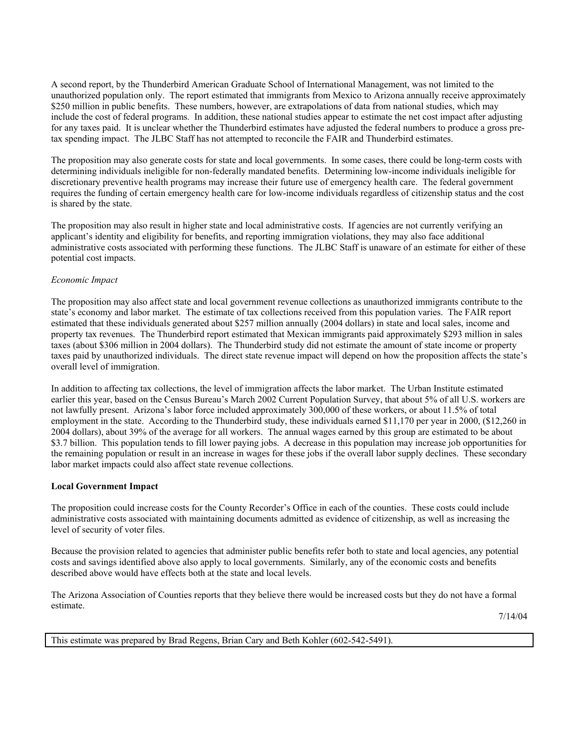A second report, by the Thunderbird American Graduate School of International Management, was not limited to the unauthorized population only. The report estimated that immigrants from Mexico to Arizona annually receive approximately $250 million in public benefits. These numbers, however, are extrapolations of data from national studies, which may include the cost of federal programs. In addition, these national studies appear to estimate the net cost impact after adjusting for any taxes paid. It is unclear whether the Thunderbird estimates have adjusted the federal numbers to produce a gross pre-tax spending impact. The JLBC Staff has not attempted to reconcile the FAIR and Thunderbird estimates.

The proposition may also generate costs for state and local governments. In some cases, there could be long-term costs with determining individuals ineligible for non-federally mandated benefits. Determining low-income individuals ineligible for discretionary preventive health programs may increase their future use of emergency health care. The federal government requires the funding of certain emergency health care for low-income individuals regardless of citizenship status and the cost is shared by the state.

The proposition may also result in higher state and local administrative costs. If agencies are not currently verifying an applicant's identity and eligibility for benefits, and reporting immigration violations, they may also face additional administrative costs associated with performing these functions. The JLBC Staff is unaware of an estimate for either of these potential cost impacts.

*Economic Impact*

The proposition may also affect state and local government revenue collections as unauthorized immigrants contribute to the state's economy and labor market. The estimate of tax collections received from this population varies. The FAIR report estimated that these individuals generated about $257 million annually (2004 dollars) in state and local sales, income and property tax revenues. The Thunderbird report estimated that Mexican immigrants paid approximately $293 million in sales taxes (about $306 million in 2004 dollars). The Thunderbird study did not estimate the amount of state income or property taxes paid by unauthorized individuals. The direct state revenue impact will depend on how the proposition affects the state's overall level of immigration.

In addition to affecting tax collections, the level of immigration affects the labor market. The Urban Institute estimated earlier this year, based on the Census Bureau's March 2002 Current Population Survey, that about 5% of all U.S. workers are not lawfully present. Arizona's labor force included approximately 300,000 of these workers, or about 11.5% of total employment in the state. According to the Thunderbird study, these individuals earned $11,170 per year in 2000, ($12,260 in 2004 dollars), about 39% of the average for all workers. The annual wages earned by this group are estimated to be about $3.7 billion. This population tends to fill lower paying jobs. A decrease in this population may increase job opportunities for the remaining population or result in an increase in wages for these jobs if the overall labor supply declines. These secondary labor market impacts could also affect state revenue collections.

**Local Government Impact**

The proposition could increase costs for the County Recorder's Office in each of the counties. These costs could include administrative costs associated with maintaining documents admitted as evidence of citizenship, as well as increasing the level of security of voter files.

Because the provision related to agencies that administer public benefits refer both to state and local agencies, any potential costs and savings identified above also apply to local governments. Similarly, any of the economic costs and benefits described above would have effects both at the state and local levels.

The Arizona Association of Counties reports that they believe there would be increased costs but they do not have a formal estimate.

7/14/04

This estimate was prepared by Brad Regens, Brian Cary and Beth Kohler (602-542-5491).